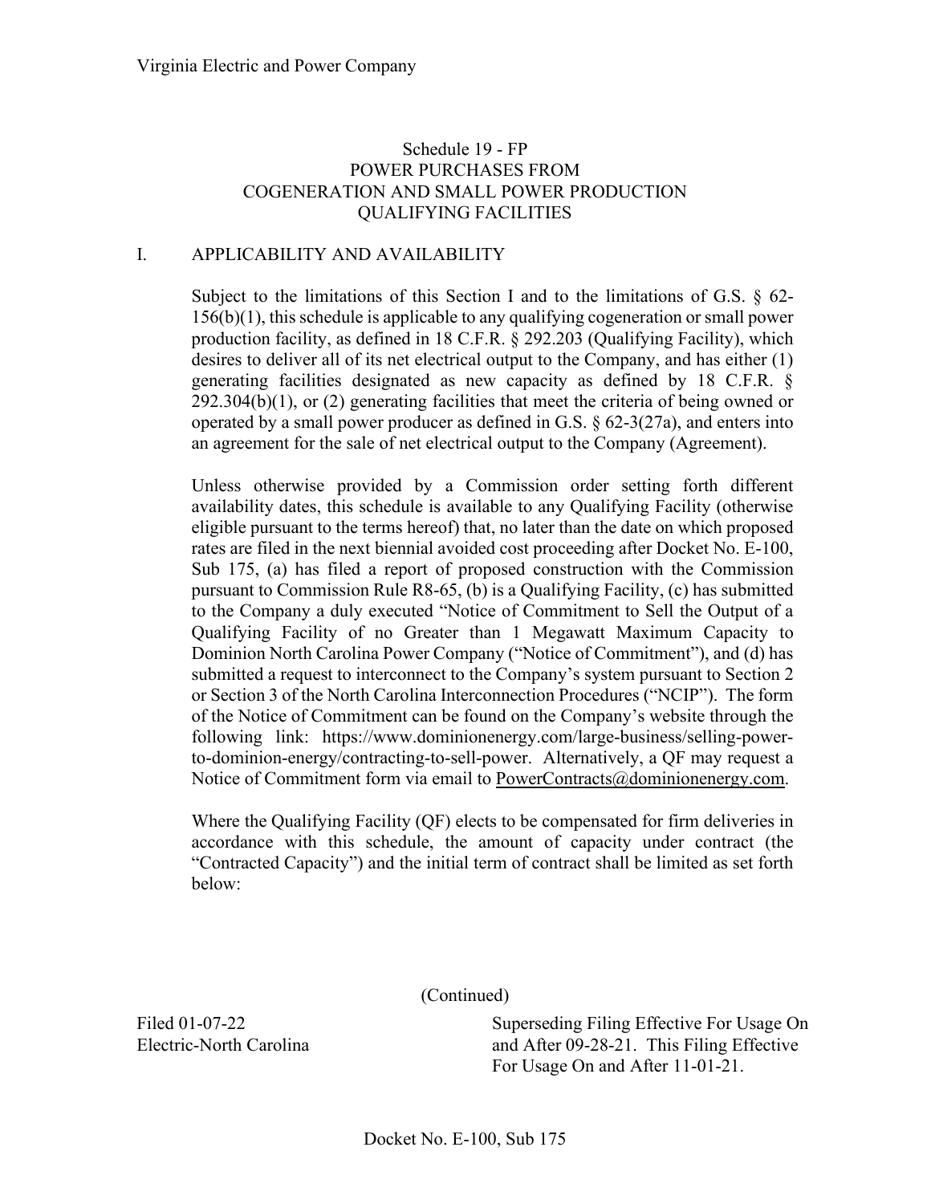## Schedule 19 - FP
## POWER PURCHASES FROM COGENERATION AND SMALL POWER PRODUCTION QUALIFYING FACILITIES

### I. APPLICABILITY AND AVAILABILITY

Subject to the limitations of this Section I and to the limitations of G.S. § 62-156(b)(1), this schedule is applicable to any qualifying cogeneration or small power production facility, as defined in 18 C.F.R. § 292.203 (Qualifying Facility), which desires to deliver all of its net electrical output to the Company, and has either (1) generating facilities designated as new capacity as defined by 18 C.F.R. § 292.304(b)(1), or (2) generating facilities that meet the criteria of being owned or operated by a small power producer as defined in G.S. § 62-3(27a), and enters into an agreement for the sale of net electrical output to the Company (Agreement).

Unless otherwise provided by a Commission order setting forth different availability dates, this schedule is available to any Qualifying Facility (otherwise eligible pursuant to the terms hereof) that, no later than the date on which proposed rates are filed in the next biennial avoided cost proceeding after Docket No. E-100, Sub 175, (a) has filed a report of proposed construction with the Commission pursuant to Commission Rule R8-65, (b) is a Qualifying Facility, (c) has submitted to the Company a duly executed "Notice of Commitment to Sell the Output of a Qualifying Facility of no Greater than 1 Megawatt Maximum Capacity to Dominion North Carolina Power Company ("Notice of Commitment"), and (d) has submitted a request to interconnect to the Company's system pursuant to Section 2 or Section 3 of the North Carolina Interconnection Procedures ("NCIP"). The form of the Notice of Commitment can be found on the Company's website through the following link: https://www.dominionenergy.com/large-business/selling-power-to-dominion-energy/contracting-to-sell-power. Alternatively, a QF may request a Notice of Commitment form via email to PowerContracts@dominionenergy.com.

Where the Qualifying Facility (QF) elects to be compensated for firm deliveries in accordance with this schedule, the amount of capacity under contract (the "Contracted Capacity") and the initial term of contract shall be limited as set forth below:

(Continued)

Filed 01-07-22
Electric-North Carolina

Superseding Filing Effective For Usage On and After 09-28-21. This Filing Effective For Usage On and After 11-01-21.

Docket No. E-100, Sub 175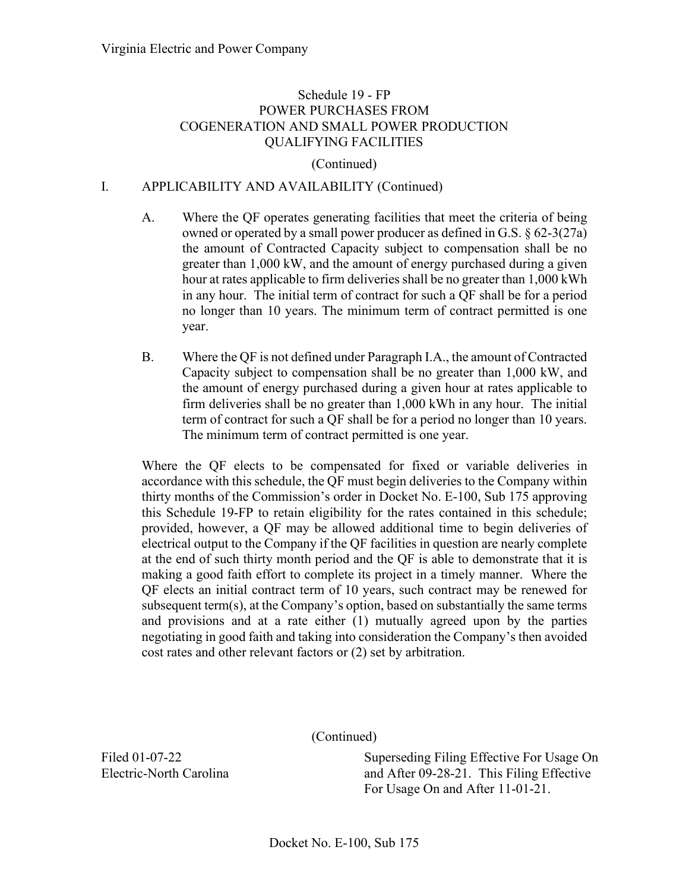Virginia Electric and Power Company

## Schedule 19 - FP
## POWER PURCHASES FROM COGENERATION AND SMALL POWER PRODUCTION QUALIFYING FACILITIES

(Continued)

### I. APPLICABILITY AND AVAILABILITY (Continued)

A. Where the QF operates generating facilities that meet the criteria of being owned or operated by a small power producer as defined in G.S. § 62-3(27a) the amount of Contracted Capacity subject to compensation shall be no greater than 1,000 kW, and the amount of energy purchased during a given hour at rates applicable to firm deliveries shall be no greater than 1,000 kWh in any hour. The initial term of contract for such a QF shall be for a period no longer than 10 years. The minimum term of contract permitted is one year.

B. Where the QF is not defined under Paragraph I.A., the amount of Contracted Capacity subject to compensation shall be no greater than 1,000 kW, and the amount of energy purchased during a given hour at rates applicable to firm deliveries shall be no greater than 1,000 kWh in any hour. The initial term of contract for such a QF shall be for a period no longer than 10 years. The minimum term of contract permitted is one year.

Where the QF elects to be compensated for fixed or variable deliveries in accordance with this schedule, the QF must begin deliveries to the Company within thirty months of the Commission's order in Docket No. E-100, Sub 175 approving this Schedule 19-FP to retain eligibility for the rates contained in this schedule; provided, however, a QF may be allowed additional time to begin deliveries of electrical output to the Company if the QF facilities in question are nearly complete at the end of such thirty month period and the QF is able to demonstrate that it is making a good faith effort to complete its project in a timely manner. Where the QF elects an initial contract term of 10 years, such contract may be renewed for subsequent term(s), at the Company's option, based on substantially the same terms and provisions and at a rate either (1) mutually agreed upon by the parties negotiating in good faith and taking into consideration the Company's then avoided cost rates and other relevant factors or (2) set by arbitration.

(Continued)

Filed 01-07-22
Electric-North Carolina

Superseding Filing Effective For Usage On and After 09-28-21. This Filing Effective For Usage On and After 11-01-21.

Docket No. E-100, Sub 175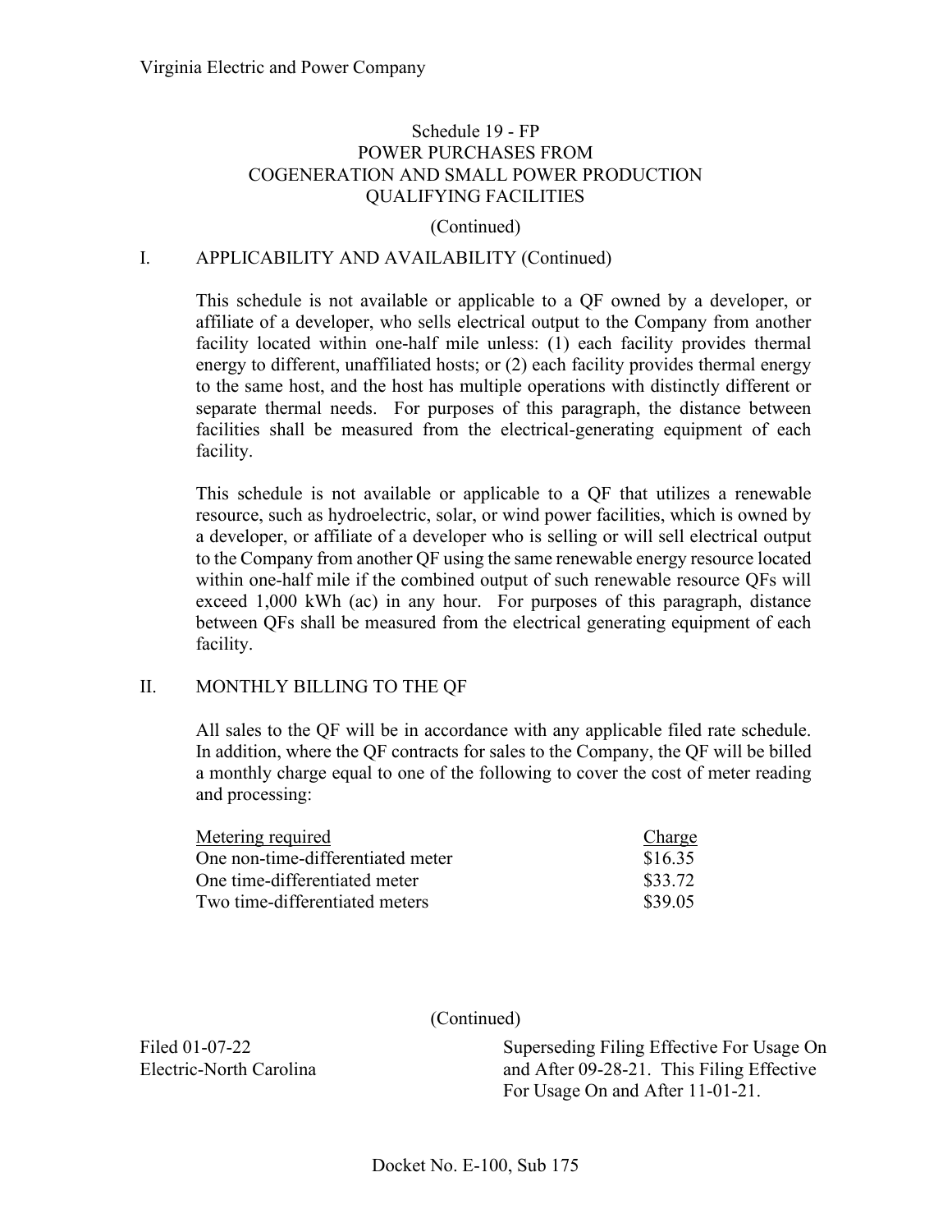Virginia Electric and Power Company

## Schedule 19 - FP
## POWER PURCHASES FROM COGENERATION AND SMALL POWER PRODUCTION QUALIFYING FACILITIES

(Continued)

### I. APPLICABILITY AND AVAILABILITY (Continued)

This schedule is not available or applicable to a QF owned by a developer, or affiliate of a developer, who sells electrical output to the Company from another facility located within one-half mile unless: (1) each facility provides thermal energy to different, unaffiliated hosts; or (2) each facility provides thermal energy to the same host, and the host has multiple operations with distinctly different or separate thermal needs. For purposes of this paragraph, the distance between facilities shall be measured from the electrical-generating equipment of each facility.

This schedule is not available or applicable to a QF that utilizes a renewable resource, such as hydroelectric, solar, or wind power facilities, which is owned by a developer, or affiliate of a developer who is selling or will sell electrical output to the Company from another QF using the same renewable energy resource located within one-half mile if the combined output of such renewable resource QFs will exceed 1,000 kWh (ac) in any hour. For purposes of this paragraph, distance between QFs shall be measured from the electrical generating equipment of each facility.

### II. MONTHLY BILLING TO THE QF

All sales to the QF will be in accordance with any applicable filed rate schedule. In addition, where the QF contracts for sales to the Company, the QF will be billed a monthly charge equal to one of the following to cover the cost of meter reading and processing:

| Metering required | Charge |
| --- | --- |
| One non-time-differentiated meter | $16.35 |
| One time-differentiated meter | $33.72 |
| Two time-differentiated meters | $39.05 |

(Continued)

Filed 01-07-22
Electric-North Carolina

Superseding Filing Effective For Usage On and After 09-28-21. This Filing Effective For Usage On and After 11-01-21.

Docket No. E-100, Sub 175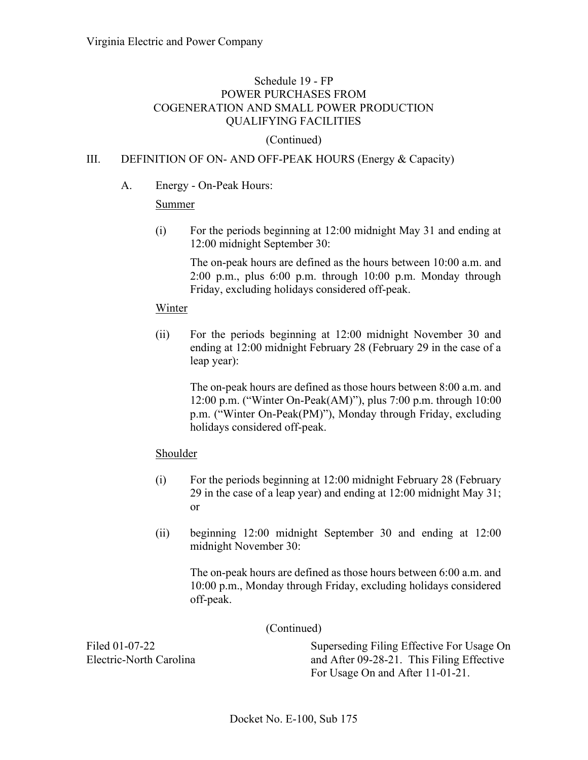Schedule 19 - FP
POWER PURCHASES FROM
COGENERATION AND SMALL POWER PRODUCTION
QUALIFYING FACILITIES

(Continued)

III. DEFINITION OF ON- AND OFF-PEAK HOURS (Energy & Capacity)

A. Energy - On-Peak Hours:

Summer

(i) For the periods beginning at 12:00 midnight May 31 and ending at 12:00 midnight September 30:

The on-peak hours are defined as the hours between 10:00 a.m. and 2:00 p.m., plus 6:00 p.m. through 10:00 p.m. Monday through Friday, excluding holidays considered off-peak.

Winter

(ii) For the periods beginning at 12:00 midnight November 30 and ending at 12:00 midnight February 28 (February 29 in the case of a leap year):

The on-peak hours are defined as those hours between 8:00 a.m. and 12:00 p.m. ("Winter On-Peak(AM)"), plus 7:00 p.m. through 10:00 p.m. ("Winter On-Peak(PM)"), Monday through Friday, excluding holidays considered off-peak.

Shoulder

(i) For the periods beginning at 12:00 midnight February 28 (February 29 in the case of a leap year) and ending at 12:00 midnight May 31; or

(ii) beginning 12:00 midnight September 30 and ending at 12:00 midnight November 30:

The on-peak hours are defined as those hours between 6:00 a.m. and 10:00 p.m., Monday through Friday, excluding holidays considered off-peak.

(Continued)

Filed 01-07-22
Electric-North Carolina

Superseding Filing Effective For Usage On and After 09-28-21. This Filing Effective For Usage On and After 11-01-21.

Docket No. E-100, Sub 175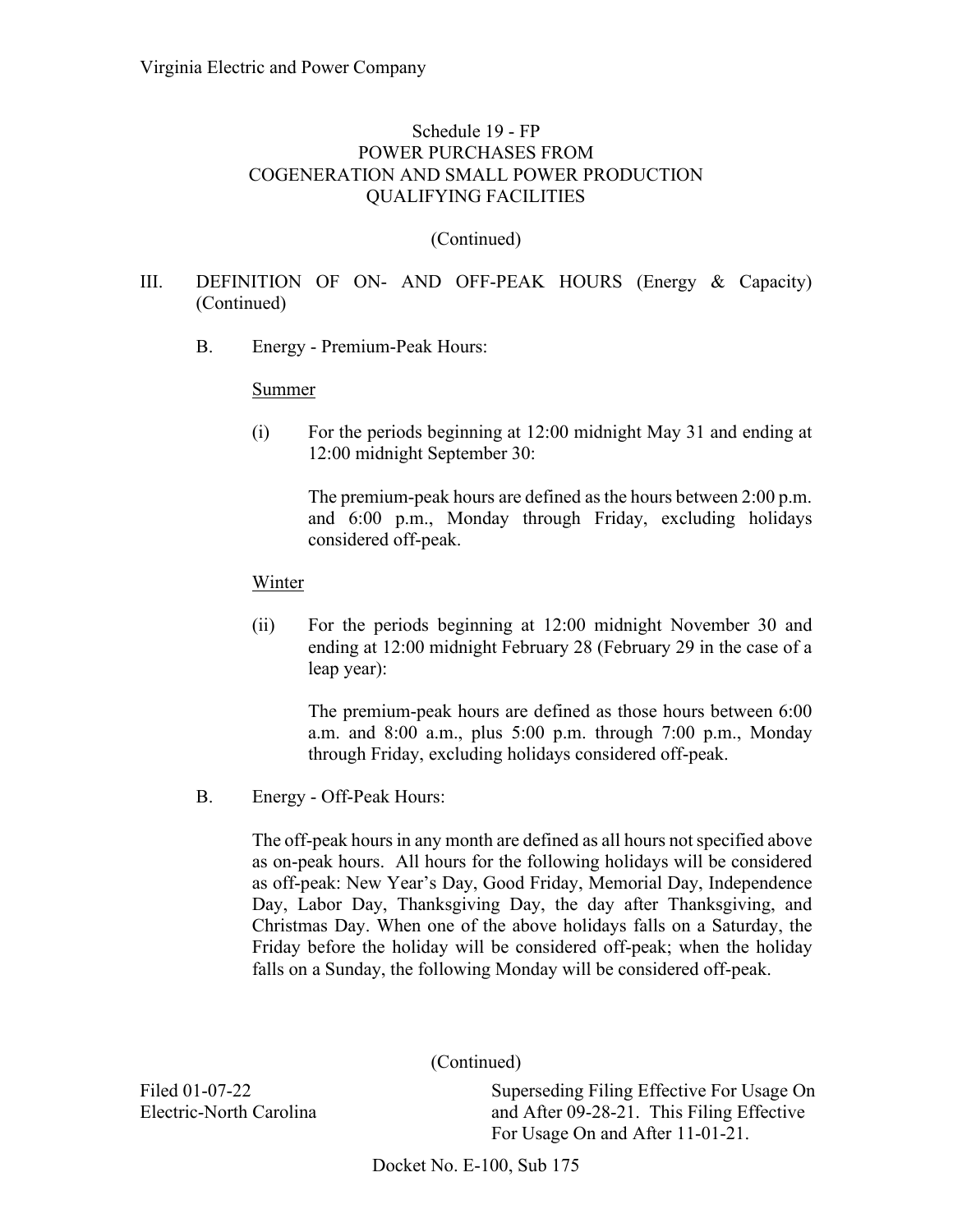Virginia Electric and Power Company

## Schedule 19 - FP
## POWER PURCHASES FROM COGENERATION AND SMALL POWER PRODUCTION QUALIFYING FACILITIES

(Continued)

III. DEFINITION OF ON- AND OFF-PEAK HOURS (Energy & Capacity) (Continued)

B. Energy - Premium-Peak Hours:

<u>Summer</u>

(i) For the periods beginning at 12:00 midnight May 31 and ending at 12:00 midnight September 30:

The premium-peak hours are defined as the hours between 2:00 p.m. and 6:00 p.m., Monday through Friday, excluding holidays considered off-peak.

<u>Winter</u>

(ii) For the periods beginning at 12:00 midnight November 30 and ending at 12:00 midnight February 28 (February 29 in the case of a leap year):

The premium-peak hours are defined as those hours between 6:00 a.m. and 8:00 a.m., plus 5:00 p.m. through 7:00 p.m., Monday through Friday, excluding holidays considered off-peak.

B. Energy - Off-Peak Hours:

The off-peak hours in any month are defined as all hours not specified above as on-peak hours. All hours for the following holidays will be considered as off-peak: New Year's Day, Good Friday, Memorial Day, Independence Day, Labor Day, Thanksgiving Day, the day after Thanksgiving, and Christmas Day. When one of the above holidays falls on a Saturday, the Friday before the holiday will be considered off-peak; when the holiday falls on a Sunday, the following Monday will be considered off-peak.

(Continued)

Filed 01-07-22
Electric-North Carolina

Superseding Filing Effective For Usage On and After 09-28-21. This Filing Effective For Usage On and After 11-01-21.

Docket No. E-100, Sub 175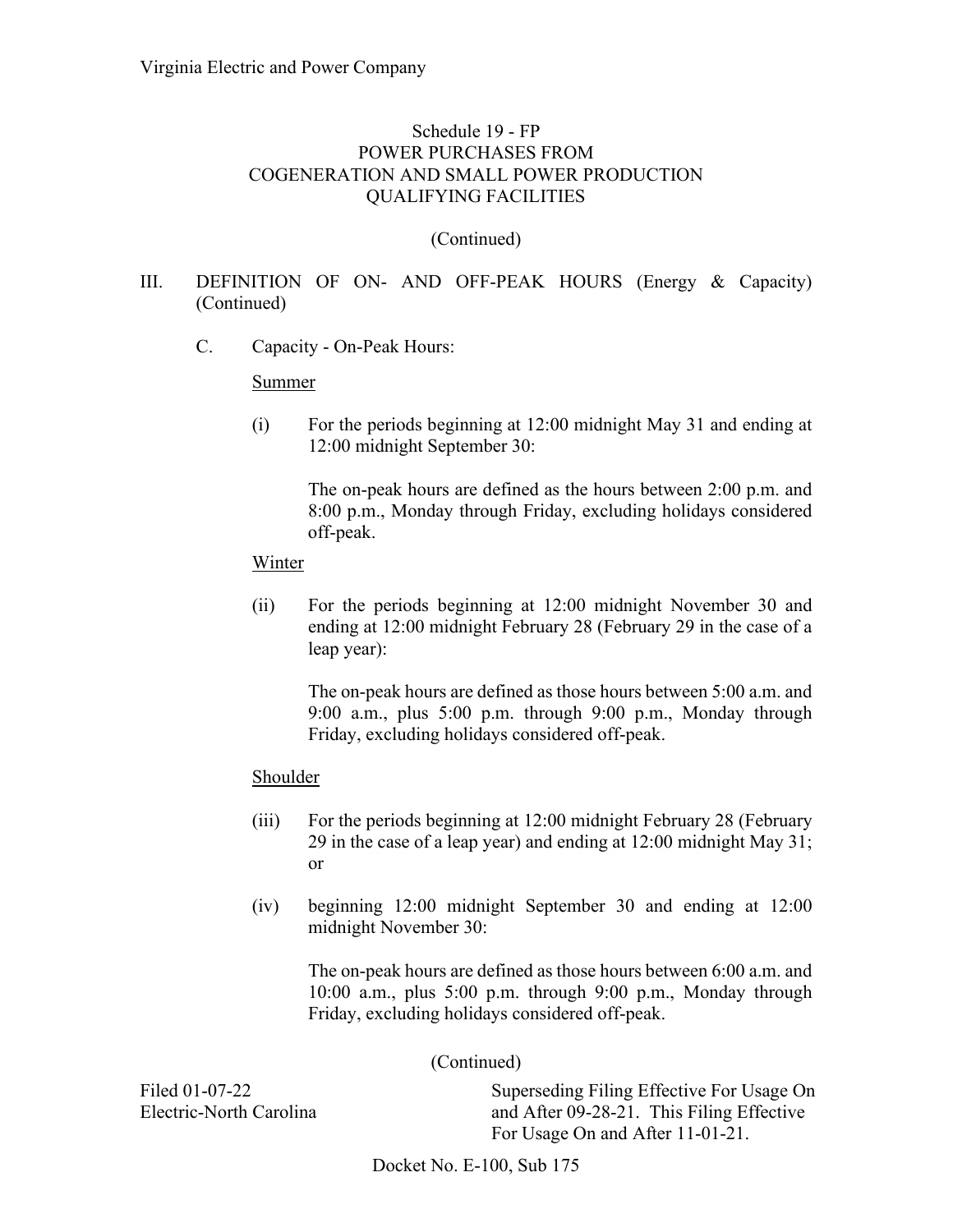Schedule 19 - FP
POWER PURCHASES FROM
COGENERATION AND SMALL POWER PRODUCTION
QUALIFYING FACILITIES

(Continued)

III. DEFINITION OF ON- AND OFF-PEAK HOURS (Energy & Capacity) (Continued)

C. Capacity - On-Peak Hours:

Summer

(i) For the periods beginning at 12:00 midnight May 31 and ending at 12:00 midnight September 30:

The on-peak hours are defined as the hours between 2:00 p.m. and 8:00 p.m., Monday through Friday, excluding holidays considered off-peak.

Winter

(ii) For the periods beginning at 12:00 midnight November 30 and ending at 12:00 midnight February 28 (February 29 in the case of a leap year):

The on-peak hours are defined as those hours between 5:00 a.m. and 9:00 a.m., plus 5:00 p.m. through 9:00 p.m., Monday through Friday, excluding holidays considered off-peak.

Shoulder

(iii) For the periods beginning at 12:00 midnight February 28 (February 29 in the case of a leap year) and ending at 12:00 midnight May 31; or

(iv) beginning 12:00 midnight September 30 and ending at 12:00 midnight November 30:

The on-peak hours are defined as those hours between 6:00 a.m. and 10:00 a.m., plus 5:00 p.m. through 9:00 p.m., Monday through Friday, excluding holidays considered off-peak.

(Continued)

Filed 01-07-22
Electric-North Carolina

Superseding Filing Effective For Usage On and After 09-28-21. This Filing Effective For Usage On and After 11-01-21.

Docket No. E-100, Sub 175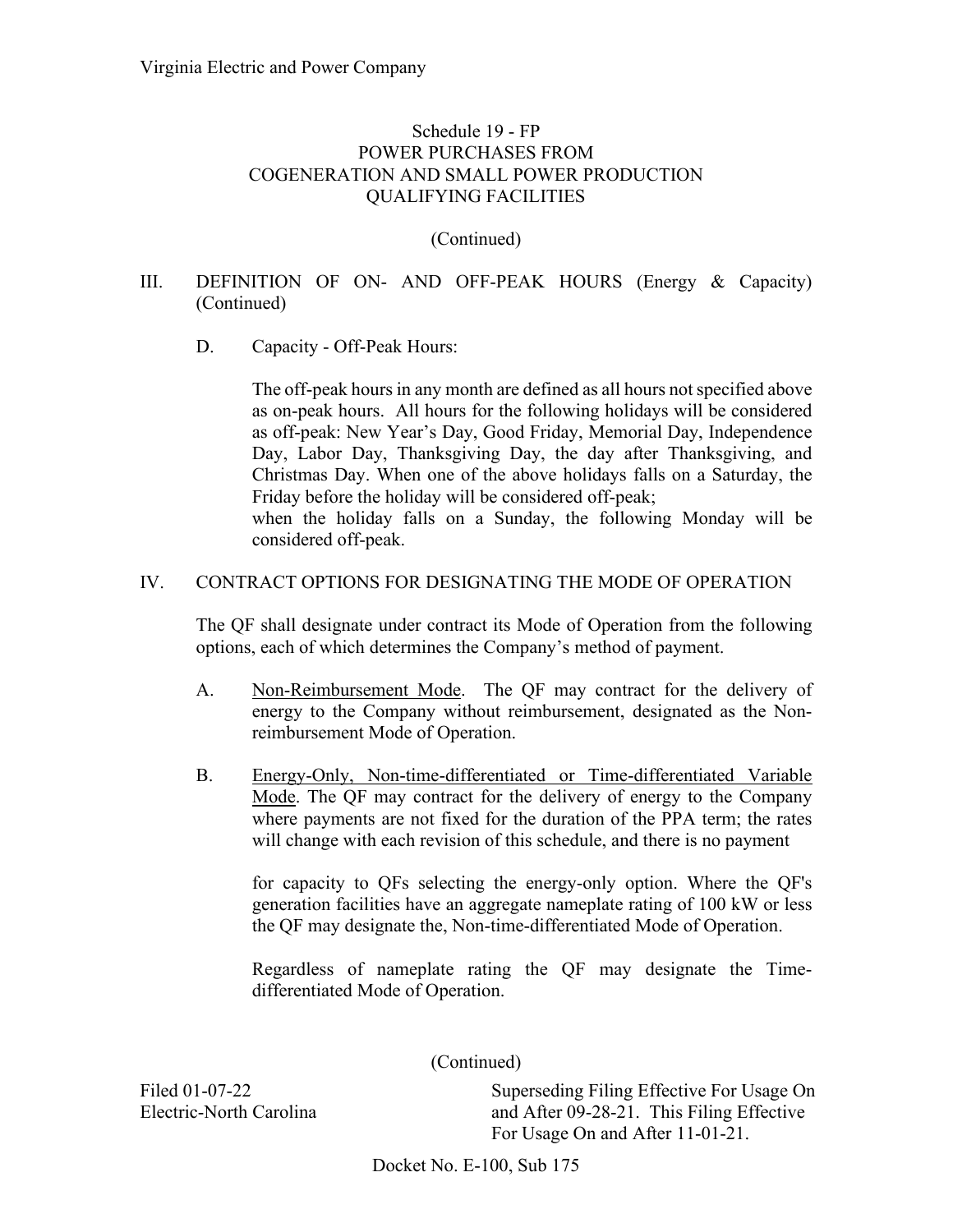Schedule 19 - FP
POWER PURCHASES FROM
COGENERATION AND SMALL POWER PRODUCTION
QUALIFYING FACILITIES

(Continued)

III. DEFINITION OF ON- AND OFF-PEAK HOURS (Energy & Capacity) (Continued)

D. Capacity - Off-Peak Hours:

The off-peak hours in any month are defined as all hours not specified above as on-peak hours. All hours for the following holidays will be considered as off-peak: New Year's Day, Good Friday, Memorial Day, Independence Day, Labor Day, Thanksgiving Day, the day after Thanksgiving, and Christmas Day. When one of the above holidays falls on a Saturday, the Friday before the holiday will be considered off-peak;
when the holiday falls on a Sunday, the following Monday will be considered off-peak.

IV. CONTRACT OPTIONS FOR DESIGNATING THE MODE OF OPERATION

The QF shall designate under contract its Mode of Operation from the following options, each of which determines the Company's method of payment.

A. <u>Non-Reimbursement Mode</u>. The QF may contract for the delivery of energy to the Company without reimbursement, designated as the Non-reimbursement Mode of Operation.

B. <u>Energy-Only, Non-time-differentiated or Time-differentiated Variable Mode</u>. The QF may contract for the delivery of energy to the Company where payments are not fixed for the duration of the PPA term; the rates will change with each revision of this schedule, and there is no payment

for capacity to QFs selecting the energy-only option. Where the QF's generation facilities have an aggregate nameplate rating of 100 kW or less the QF may designate the, Non-time-differentiated Mode of Operation.

Regardless of nameplate rating the QF may designate the Time-differentiated Mode of Operation.

(Continued)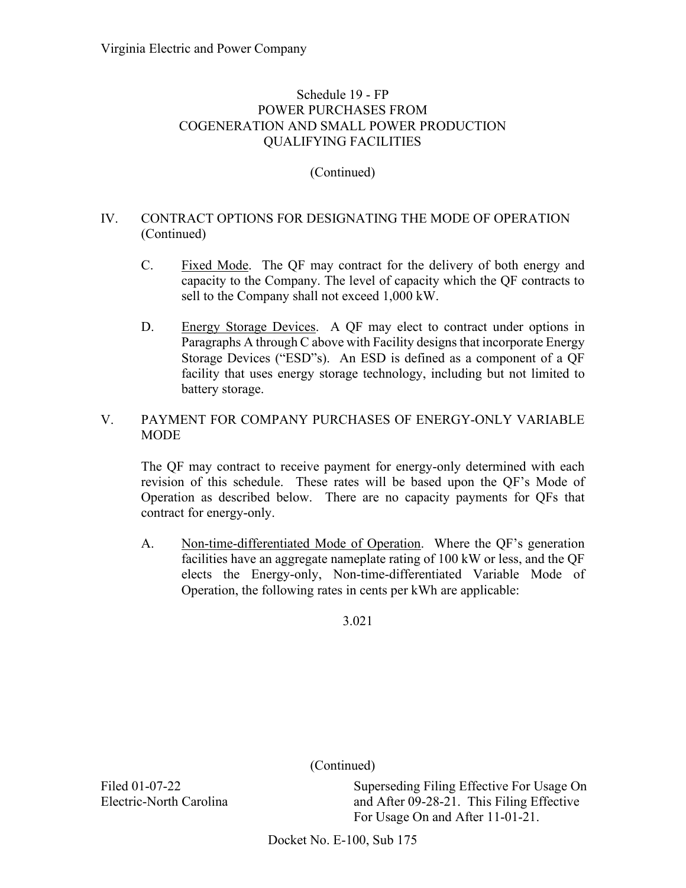Schedule 19 - FP
POWER PURCHASES FROM
COGENERATION AND SMALL POWER PRODUCTION
QUALIFYING FACILITIES

(Continued)

## IV. CONTRACT OPTIONS FOR DESIGNATING THE MODE OF OPERATION (Continued)

C. Fixed Mode. The QF may contract for the delivery of both energy and capacity to the Company. The level of capacity which the QF contracts to sell to the Company shall not exceed 1,000 kW.

D. Energy Storage Devices. A QF may elect to contract under options in Paragraphs A through C above with Facility designs that incorporate Energy Storage Devices ("ESD"s). An ESD is defined as a component of a QF facility that uses energy storage technology, including but not limited to battery storage.

## V. PAYMENT FOR COMPANY PURCHASES OF ENERGY-ONLY VARIABLE MODE

The QF may contract to receive payment for energy-only determined with each revision of this schedule. These rates will be based upon the QF's Mode of Operation as described below. There are no capacity payments for QFs that contract for energy-only.

A. Non-time-differentiated Mode of Operation. Where the QF's generation facilities have an aggregate nameplate rating of 100 kW or less, and the QF elects the Energy-only, Non-time-differentiated Variable Mode of Operation, the following rates in cents per kWh are applicable:

3.021

(Continued)

Filed 01-07-22
Electric-North Carolina

Superseding Filing Effective For Usage On and After 09-28-21. This Filing Effective For Usage On and After 11-01-21.

Docket No. E-100, Sub 175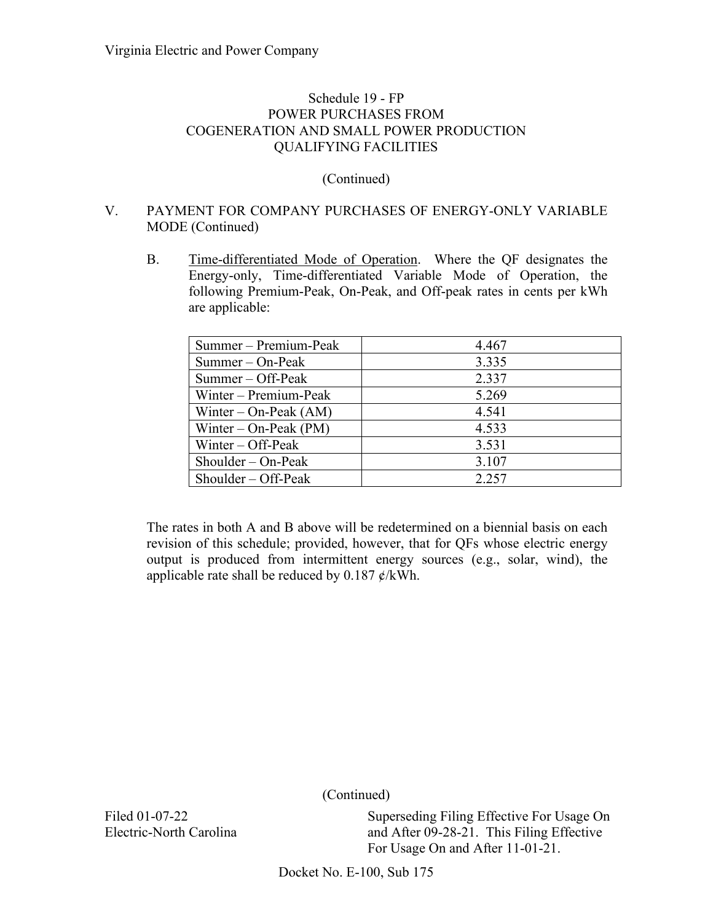Schedule 19 - FP
POWER PURCHASES FROM
COGENERATION AND SMALL POWER PRODUCTION
QUALIFYING FACILITIES

(Continued)

V. PAYMENT FOR COMPANY PURCHASES OF ENERGY-ONLY VARIABLE MODE (Continued)

B. Time-differentiated Mode of Operation. Where the QF designates the Energy-only, Time-differentiated Variable Mode of Operation, the following Premium-Peak, On-Peak, and Off-peak rates in cents per kWh are applicable:

| | |
|---|---|
| Summer – Premium-Peak | 4.467 |
| Summer – On-Peak | 3.335 |
| Summer – Off-Peak | 2.337 |
| Winter – Premium-Peak | 5.269 |
| Winter – On-Peak (AM) | 4.541 |
| Winter – On-Peak (PM) | 4.533 |
| Winter – Off-Peak | 3.531 |
| Shoulder – On-Peak | 3.107 |
| Shoulder – Off-Peak | 2.257 |

The rates in both A and B above will be redetermined on a biennial basis on each revision of this schedule; provided, however, that for QFs whose electric energy output is produced from intermittent energy sources (e.g., solar, wind), the applicable rate shall be reduced by 0.187 ¢/kWh.

(Continued)

Filed 01-07-22
Electric-North Carolina

Superseding Filing Effective For Usage On and After 09-28-21. This Filing Effective For Usage On and After 11-01-21.

Docket No. E-100, Sub 175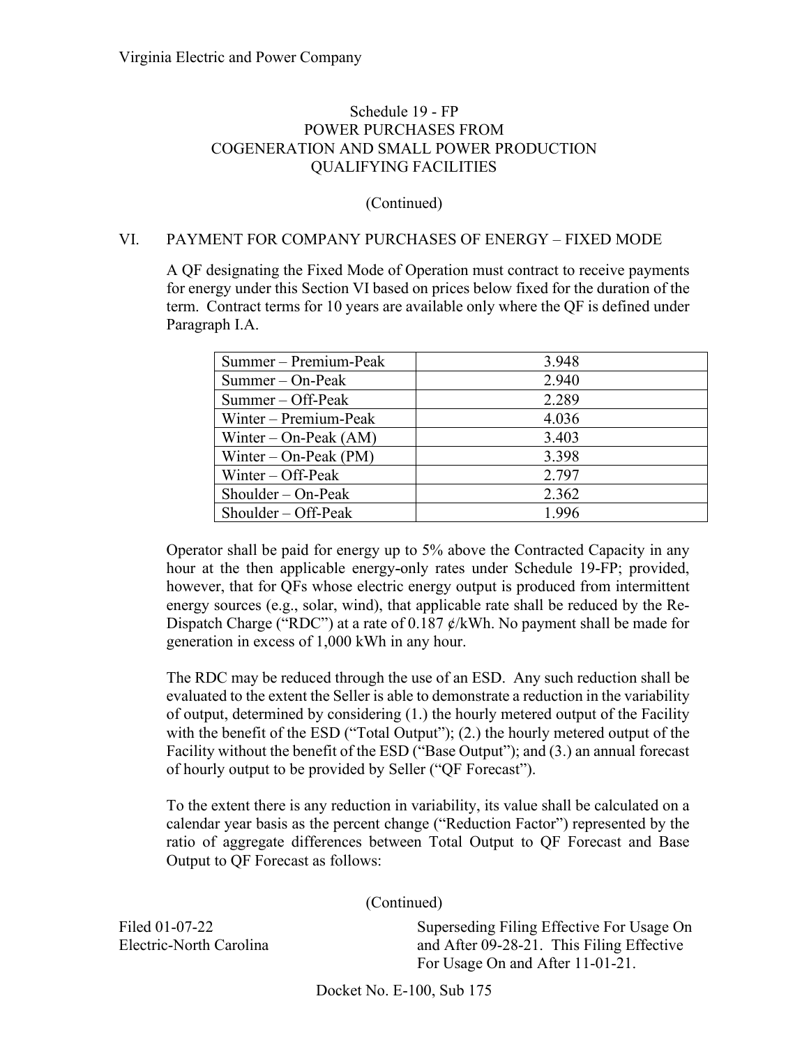## Schedule 19 - FP
## POWER PURCHASES FROM COGENERATION AND SMALL POWER PRODUCTION QUALIFYING FACILITIES

(Continued)

### VI. PAYMENT FOR COMPANY PURCHASES OF ENERGY – FIXED MODE

A QF designating the Fixed Mode of Operation must contract to receive payments for energy under this Section VI based on prices below fixed for the duration of the term. Contract terms for 10 years are available only where the QF is defined under Paragraph I.A.

| Period | Rate |
|---|---|
| Summer – Premium-Peak | 3.948 |
| Summer – On-Peak | 2.940 |
| Summer – Off-Peak | 2.289 |
| Winter – Premium-Peak | 4.036 |
| Winter – On-Peak (AM) | 3.403 |
| Winter – On-Peak (PM) | 3.398 |
| Winter – Off-Peak | 2.797 |
| Shoulder – On-Peak | 2.362 |
| Shoulder – Off-Peak | 1.996 |

Operator shall be paid for energy up to 5% above the Contracted Capacity in any hour at the then applicable energy-only rates under Schedule 19-FP; provided, however, that for QFs whose electric energy output is produced from intermittent energy sources (e.g., solar, wind), that applicable rate shall be reduced by the Re-Dispatch Charge ("RDC") at a rate of 0.187 ¢/kWh. No payment shall be made for generation in excess of 1,000 kWh in any hour.

The RDC may be reduced through the use of an ESD. Any such reduction shall be evaluated to the extent the Seller is able to demonstrate a reduction in the variability of output, determined by considering (1.) the hourly metered output of the Facility with the benefit of the ESD ("Total Output"); (2.) the hourly metered output of the Facility without the benefit of the ESD ("Base Output"); and (3.) an annual forecast of hourly output to be provided by Seller ("QF Forecast").

To the extent there is any reduction in variability, its value shall be calculated on a calendar year basis as the percent change ("Reduction Factor") represented by the ratio of aggregate differences between Total Output to QF Forecast and Base Output to QF Forecast as follows:

(Continued)

Filed 01-07-22
Electric-North Carolina

Superseding Filing Effective For Usage On and After 09-28-21. This Filing Effective For Usage On and After 11-01-21.

Docket No. E-100, Sub 175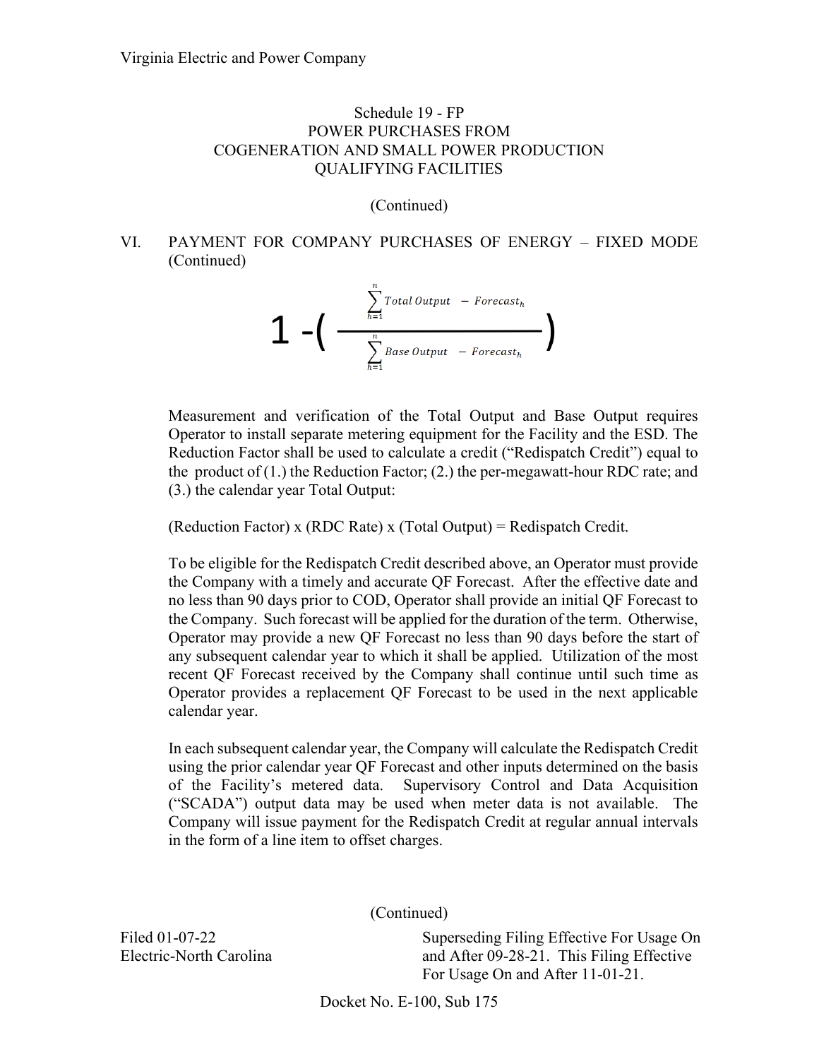Virginia Electric and Power Company

Schedule 19 - FP
POWER PURCHASES FROM
COGENERATION AND SMALL POWER PRODUCTION
QUALIFYING FACILITIES

(Continued)

VI. PAYMENT FOR COMPANY PURCHASES OF ENERGY – FIXED MODE (Continued)

$$1 - \left( \frac{\sum_{h=1}^{n} \text{Total Output} \ - \ \text{Forecast}_h}{\sum_{h=1}^{n} \text{Base Output} \ - \ \text{Forecast}_h} \right)$$

Measurement and verification of the Total Output and Base Output requires Operator to install separate metering equipment for the Facility and the ESD. The Reduction Factor shall be used to calculate a credit ("Redispatch Credit") equal to the product of (1.) the Reduction Factor; (2.) the per-megawatt-hour RDC rate; and (3.) the calendar year Total Output:

(Reduction Factor) x (RDC Rate) x (Total Output) = Redispatch Credit.

To be eligible for the Redispatch Credit described above, an Operator must provide the Company with a timely and accurate QF Forecast. After the effective date and no less than 90 days prior to COD, Operator shall provide an initial QF Forecast to the Company. Such forecast will be applied for the duration of the term. Otherwise, Operator may provide a new QF Forecast no less than 90 days before the start of any subsequent calendar year to which it shall be applied. Utilization of the most recent QF Forecast received by the Company shall continue until such time as Operator provides a replacement QF Forecast to be used in the next applicable calendar year.

In each subsequent calendar year, the Company will calculate the Redispatch Credit using the prior calendar year QF Forecast and other inputs determined on the basis of the Facility's metered data. Supervisory Control and Data Acquisition ("SCADA") output data may be used when meter data is not available. The Company will issue payment for the Redispatch Credit at regular annual intervals in the form of a line item to offset charges.

(Continued)

Filed 01-07-22
Electric-North Carolina

Superseding Filing Effective For Usage On and After 09-28-21. This Filing Effective For Usage On and After 11-01-21.

Docket No. E-100, Sub 175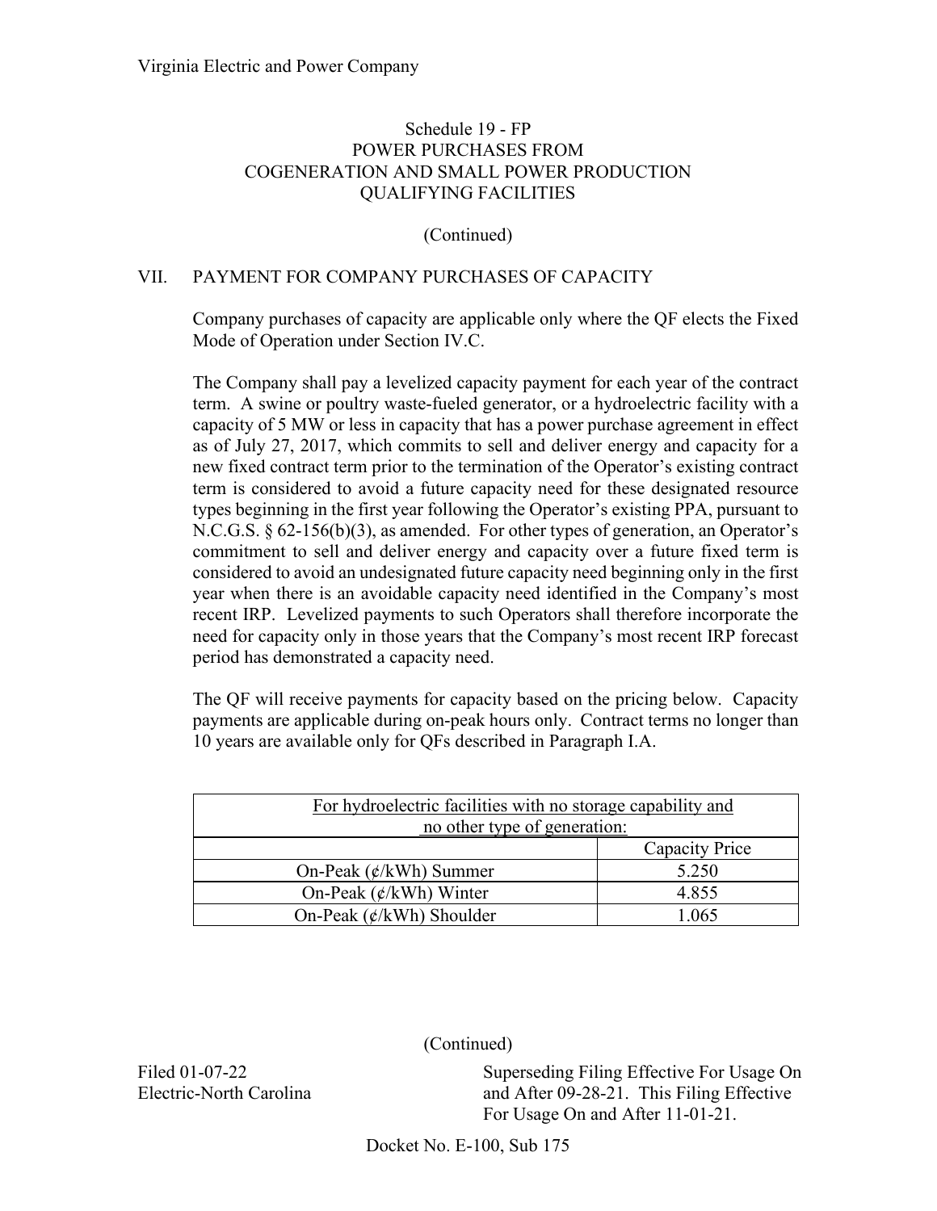Virginia Electric and Power Company

## Schedule 19 - FP
## POWER PURCHASES FROM COGENERATION AND SMALL POWER PRODUCTION QUALIFYING FACILITIES

(Continued)

### VII. PAYMENT FOR COMPANY PURCHASES OF CAPACITY

Company purchases of capacity are applicable only where the QF elects the Fixed Mode of Operation under Section IV.C.

The Company shall pay a levelized capacity payment for each year of the contract term. A swine or poultry waste-fueled generator, or a hydroelectric facility with a capacity of 5 MW or less in capacity that has a power purchase agreement in effect as of July 27, 2017, which commits to sell and deliver energy and capacity for a new fixed contract term prior to the termination of the Operator's existing contract term is considered to avoid a future capacity need for these designated resource types beginning in the first year following the Operator's existing PPA, pursuant to N.C.G.S. § 62-156(b)(3), as amended. For other types of generation, an Operator's commitment to sell and deliver energy and capacity over a future fixed term is considered to avoid an undesignated future capacity need beginning only in the first year when there is an avoidable capacity need identified in the Company's most recent IRP. Levelized payments to such Operators shall therefore incorporate the need for capacity only in those years that the Company's most recent IRP forecast period has demonstrated a capacity need.

The QF will receive payments for capacity based on the pricing below. Capacity payments are applicable during on-peak hours only. Contract terms no longer than 10 years are available only for QFs described in Paragraph I.A.

| For hydroelectric facilities with no storage capability and no other type of generation: | |
|---|---|
| | Capacity Price |
| On-Peak (¢/kWh) Summer | 5.250 |
| On-Peak (¢/kWh) Winter | 4.855 |
| On-Peak (¢/kWh) Shoulder | 1.065 |

(Continued)

Filed 01-07-22
Electric-North Carolina

Superseding Filing Effective For Usage On and After 09-28-21. This Filing Effective For Usage On and After 11-01-21.

Docket No. E-100, Sub 175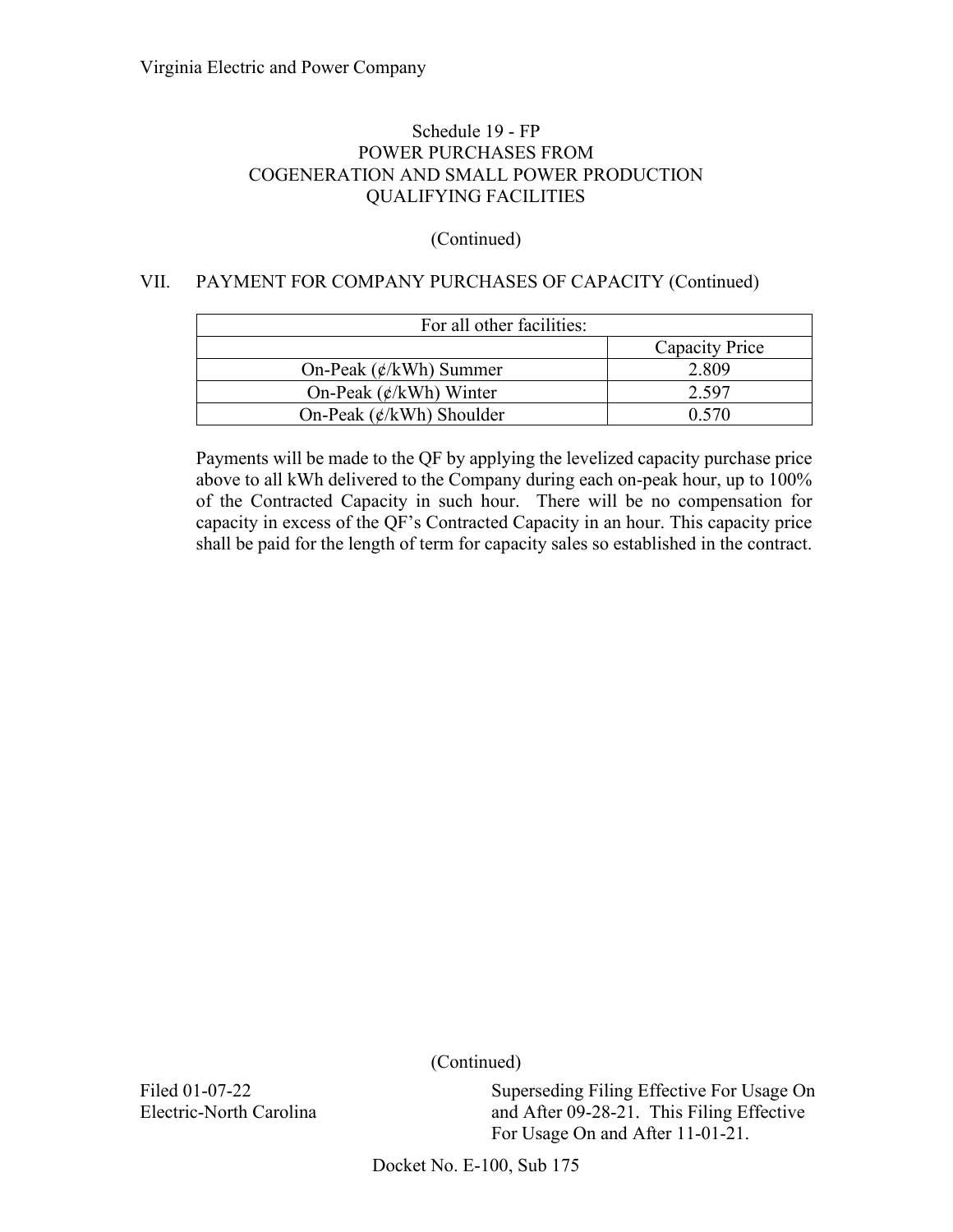Virginia Electric and Power Company

## Schedule 19 - FP
## POWER PURCHASES FROM COGENERATION AND SMALL POWER PRODUCTION QUALIFYING FACILITIES

(Continued)

### VII. PAYMENT FOR COMPANY PURCHASES OF CAPACITY (Continued)

| For all other facilities: | |
|---|---|
| | Capacity Price |
| On-Peak (¢/kWh) Summer | 2.809 |
| On-Peak (¢/kWh) Winter | 2.597 |
| On-Peak (¢/kWh) Shoulder | 0.570 |

Payments will be made to the QF by applying the levelized capacity purchase price above to all kWh delivered to the Company during each on-peak hour, up to 100% of the Contracted Capacity in such hour. There will be no compensation for capacity in excess of the QF's Contracted Capacity in an hour. This capacity price shall be paid for the length of term for capacity sales so established in the contract.

(Continued)

Filed 01-07-22
Electric-North Carolina

Superseding Filing Effective For Usage On and After 09-28-21. This Filing Effective For Usage On and After 11-01-21.

Docket No. E-100, Sub 175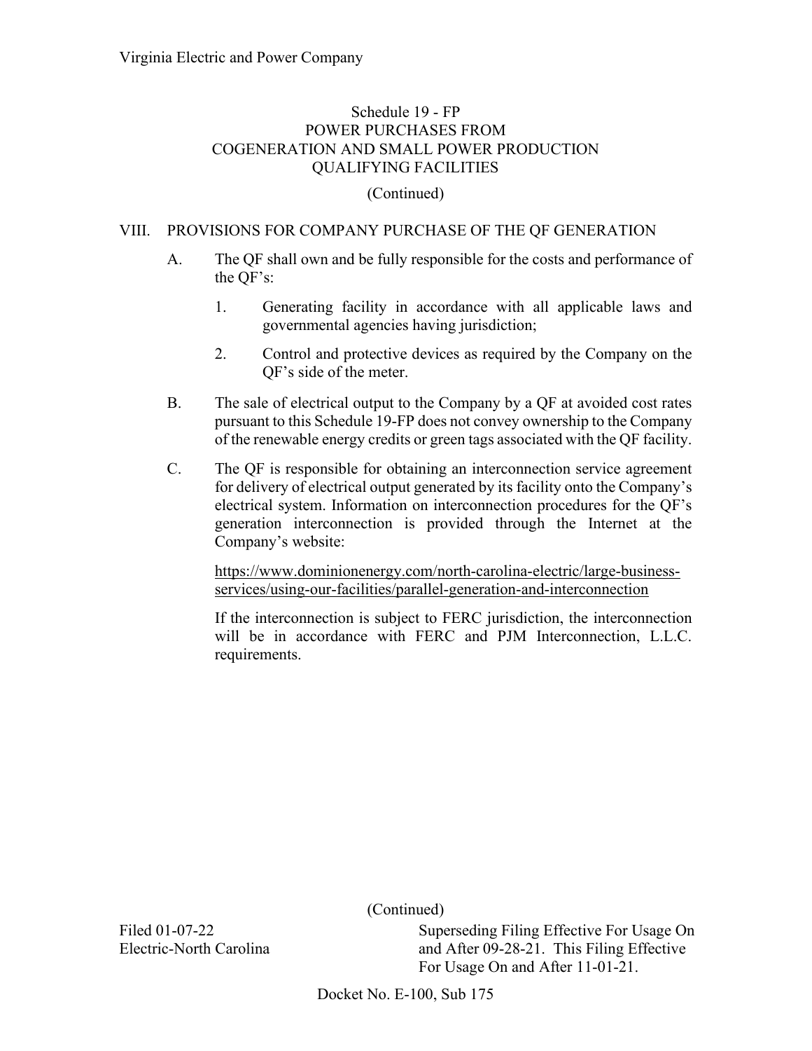Schedule 19 - FP
POWER PURCHASES FROM
COGENERATION AND SMALL POWER PRODUCTION
QUALIFYING FACILITIES

(Continued)

## VIII. PROVISIONS FOR COMPANY PURCHASE OF THE QF GENERATION

A. The QF shall own and be fully responsible for the costs and performance of the QF's:

1. Generating facility in accordance with all applicable laws and governmental agencies having jurisdiction;

2. Control and protective devices as required by the Company on the QF's side of the meter.

B. The sale of electrical output to the Company by a QF at avoided cost rates pursuant to this Schedule 19-FP does not convey ownership to the Company of the renewable energy credits or green tags associated with the QF facility.

C. The QF is responsible for obtaining an interconnection service agreement for delivery of electrical output generated by its facility onto the Company's electrical system. Information on interconnection procedures for the QF's generation interconnection is provided through the Internet at the Company's website:

https://www.dominionenergy.com/north-carolina-electric/large-business-services/using-our-facilities/parallel-generation-and-interconnection

If the interconnection is subject to FERC jurisdiction, the interconnection will be in accordance with FERC and PJM Interconnection, L.L.C. requirements.

(Continued)

Filed 01-07-22
Electric-North Carolina

Superseding Filing Effective For Usage On and After 09-28-21. This Filing Effective For Usage On and After 11-01-21.

Docket No. E-100, Sub 175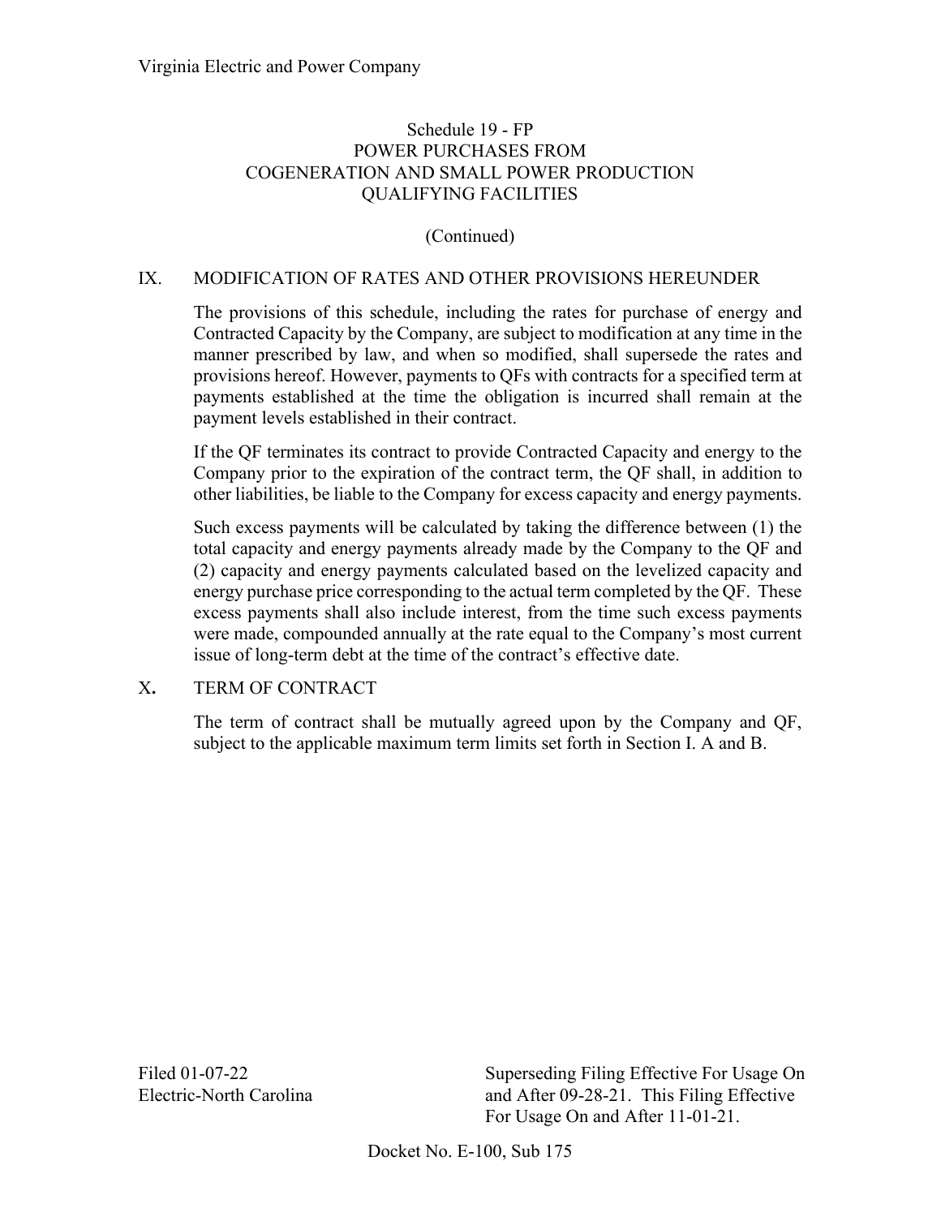Schedule 19 - FP
POWER PURCHASES FROM
COGENERATION AND SMALL POWER PRODUCTION
QUALIFYING FACILITIES

(Continued)

## IX. MODIFICATION OF RATES AND OTHER PROVISIONS HEREUNDER

The provisions of this schedule, including the rates for purchase of energy and Contracted Capacity by the Company, are subject to modification at any time in the manner prescribed by law, and when so modified, shall supersede the rates and provisions hereof. However, payments to QFs with contracts for a specified term at payments established at the time the obligation is incurred shall remain at the payment levels established in their contract.

If the QF terminates its contract to provide Contracted Capacity and energy to the Company prior to the expiration of the contract term, the QF shall, in addition to other liabilities, be liable to the Company for excess capacity and energy payments.

Such excess payments will be calculated by taking the difference between (1) the total capacity and energy payments already made by the Company to the QF and (2) capacity and energy payments calculated based on the levelized capacity and energy purchase price corresponding to the actual term completed by the QF. These excess payments shall also include interest, from the time such excess payments were made, compounded annually at the rate equal to the Company's most current issue of long-term debt at the time of the contract's effective date.

## X. TERM OF CONTRACT

The term of contract shall be mutually agreed upon by the Company and QF, subject to the applicable maximum term limits set forth in Section I. A and B.

Filed 01-07-22
Electric-North Carolina

Superseding Filing Effective For Usage On and After 09-28-21. This Filing Effective For Usage On and After 11-01-21.

Docket No. E-100, Sub 175